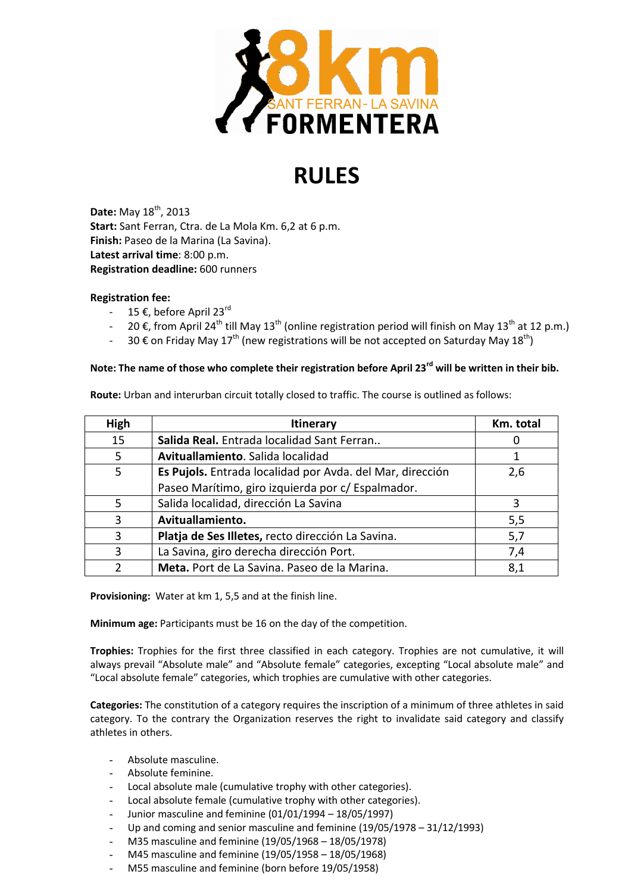8km SANT FERRAN - LA SAVINA FORMENTERA

# RULES

**Date:** May 18th, 2013
**Start:** Sant Ferran, Ctra. de La Mola Km. 6,2 at 6 p.m.
**Finish:** Paseo de la Marina (La Savina).
**Latest arrival time**: 8:00 p.m.
**Registration deadline:** 600 runners

**Registration fee:**

- 15 €, before April 23rd
- 20 €, from April 24th till May 13th (online registration period will finish on May 13th at 12 p.m.)
- 30 € on Friday May 17th (new registrations will be not accepted on Saturday May 18th)

**Note: The name of those who complete their registration before April 23rd will be written in their bib.**

**Route:** Urban and interurban circuit totally closed to traffic. The course is outlined as follows:

| High | Itinerary | Km. total |
|---|---|---|
| 15 | **Salida Real.** Entrada localidad Sant Ferran.. | 0 |
| 5 | **Avituallamiento**. Salida localidad | 1 |
| 5 | **Es Pujols.** Entrada localidad por Avda. del Mar, dirección Paseo Marítimo, giro izquierda por c/ Espalmador. | 2,6 |
| 5 | Salida localidad, dirección La Savina | 3 |
| 3 | **Avituallamiento.** | 5,5 |
| 3 | **Platja de Ses Illetes,** recto dirección La Savina. | 5,7 |
| 3 | La Savina, giro derecha dirección Port. | 7,4 |
| 2 | **Meta.** Port de La Savina. Paseo de la Marina. | 8,1 |

**Provisioning:** Water at km 1, 5,5 and at the finish line.

**Minimum age:** Participants must be 16 on the day of the competition.

**Trophies:** Trophies for the first three classified in each category. Trophies are not cumulative, it will always prevail "Absolute male" and "Absolute female" categories, excepting "Local absolute male" and "Local absolute female" categories, which trophies are cumulative with other categories.

**Categories:** The constitution of a category requires the inscription of a minimum of three athletes in said category. To the contrary the Organization reserves the right to invalidate said category and classify athletes in others.

- Absolute masculine.
- Absolute feminine.
- Local absolute male (cumulative trophy with other categories).
- Local absolute female (cumulative trophy with other categories).
- Junior masculine and feminine (01/01/1994 – 18/05/1997)
- Up and coming and senior masculine and feminine (19/05/1978 – 31/12/1993)
- M35 masculine and feminine (19/05/1968 – 18/05/1978)
- M45 masculine and feminine (19/05/1958 – 18/05/1968)
- M55 masculine and feminine (born before 19/05/1958)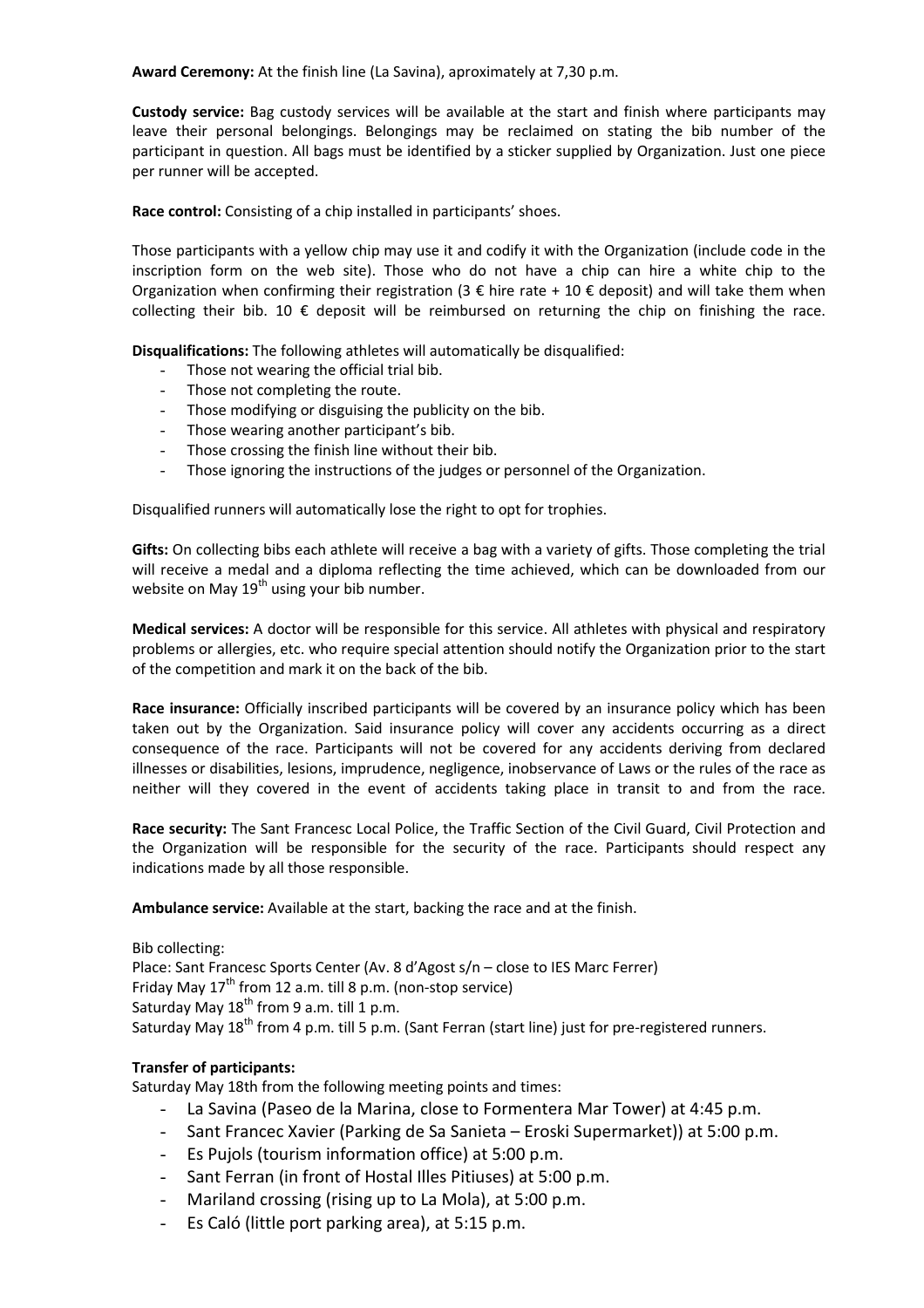**Award Ceremony:** At the finish line (La Savina), aproximately at 7,30 p.m.

**Custody service:** Bag custody services will be available at the start and finish where participants may leave their personal belongings. Belongings may be reclaimed on stating the bib number of the participant in question. All bags must be identified by a sticker supplied by Organization. Just one piece per runner will be accepted.

**Race control:** Consisting of a chip installed in participants' shoes.

Those participants with a yellow chip may use it and codify it with the Organization (include code in the inscription form on the web site). Those who do not have a chip can hire a white chip to the Organization when confirming their registration (3 € hire rate + 10 € deposit) and will take them when collecting their bib. 10 € deposit will be reimbursed on returning the chip on finishing the race.

**Disqualifications:** The following athletes will automatically be disqualified:

- Those not wearing the official trial bib.
- Those not completing the route.
- Those modifying or disguising the publicity on the bib.
- Those wearing another participant's bib.
- Those crossing the finish line without their bib.
- Those ignoring the instructions of the judges or personnel of the Organization.

Disqualified runners will automatically lose the right to opt for trophies.

**Gifts:** On collecting bibs each athlete will receive a bag with a variety of gifts. Those completing the trial will receive a medal and a diploma reflecting the time achieved, which can be downloaded from our website on May 19th using your bib number.

**Medical services:** A doctor will be responsible for this service. All athletes with physical and respiratory problems or allergies, etc. who require special attention should notify the Organization prior to the start of the competition and mark it on the back of the bib.

**Race insurance:** Officially inscribed participants will be covered by an insurance policy which has been taken out by the Organization. Said insurance policy will cover any accidents occurring as a direct consequence of the race. Participants will not be covered for any accidents deriving from declared illnesses or disabilities, lesions, imprudence, negligence, inobservance of Laws or the rules of the race as neither will they covered in the event of accidents taking place in transit to and from the race.

**Race security:** The Sant Francesc Local Police, the Traffic Section of the Civil Guard, Civil Protection and the Organization will be responsible for the security of the race. Participants should respect any indications made by all those responsible.

**Ambulance service:** Available at the start, backing the race and at the finish.

Bib collecting:
Place: Sant Francesc Sports Center (Av. 8 d'Agost s/n – close to IES Marc Ferrer)
Friday May 17th from 12 a.m. till 8 p.m. (non-stop service)
Saturday May 18th from 9 a.m. till 1 p.m.
Saturday May 18th from 4 p.m. till 5 p.m. (Sant Ferran (start line) just for pre-registered runners.

**Transfer of participants:**
Saturday May 18th from the following meeting points and times:

- La Savina (Paseo de la Marina, close to Formentera Mar Tower) at 4:45 p.m.
- Sant Francec Xavier (Parking de Sa Sanieta – Eroski Supermarket)) at 5:00 p.m.
- Es Pujols (tourism information office) at 5:00 p.m.
- Sant Ferran (in front of Hostal Illes Pitiuses) at 5:00 p.m.
- Mariland crossing (rising up to La Mola), at 5:00 p.m.
- Es Caló (little port parking area), at 5:15 p.m.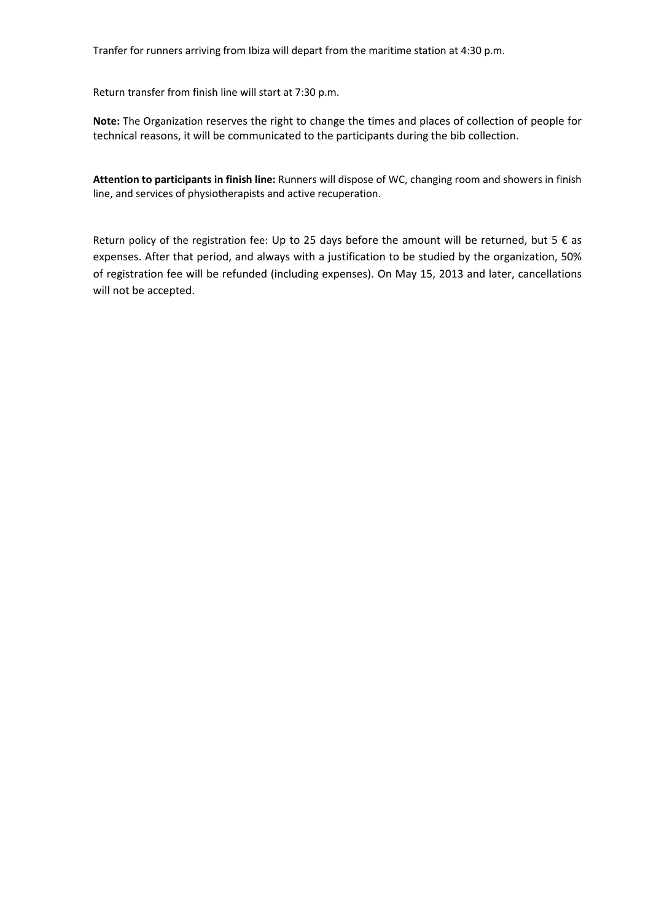Tranfer for runners arriving from Ibiza will depart from the maritime station at 4:30 p.m.

Return transfer from finish line will start at 7:30 p.m.

**Note:** The Organization reserves the right to change the times and places of collection of people for technical reasons, it will be communicated to the participants during the bib collection.

**Attention to participants in finish line:** Runners will dispose of WC, changing room and showers in finish line, and services of physiotherapists and active recuperation.

Return policy of the registration fee: Up to 25 days before the amount will be returned, but 5 € as expenses. After that period, and always with a justification to be studied by the organization, 50% of registration fee will be refunded (including expenses). On May 15, 2013 and later, cancellations will not be accepted.